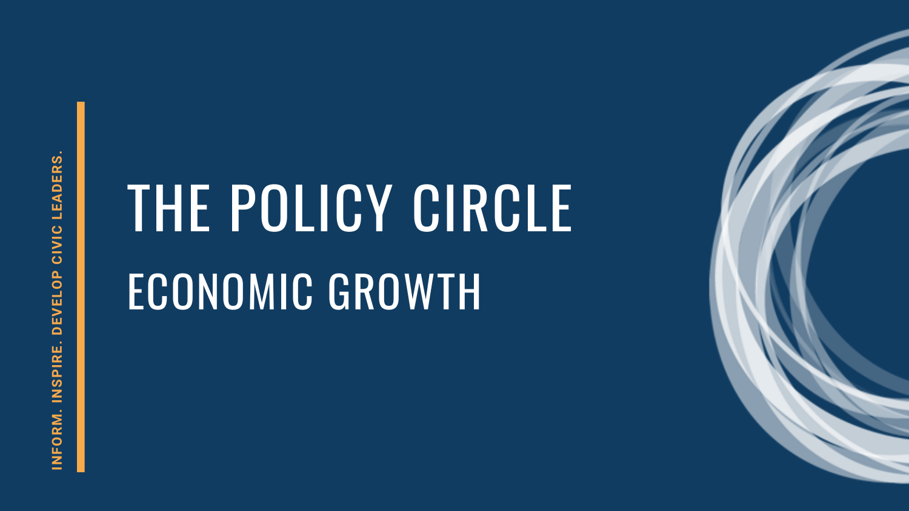INFORM. INSPIRE. DEVELOP CIVIC LEADERS.

# THE POLICY CIRCLE

## ECONOMIC GROWTH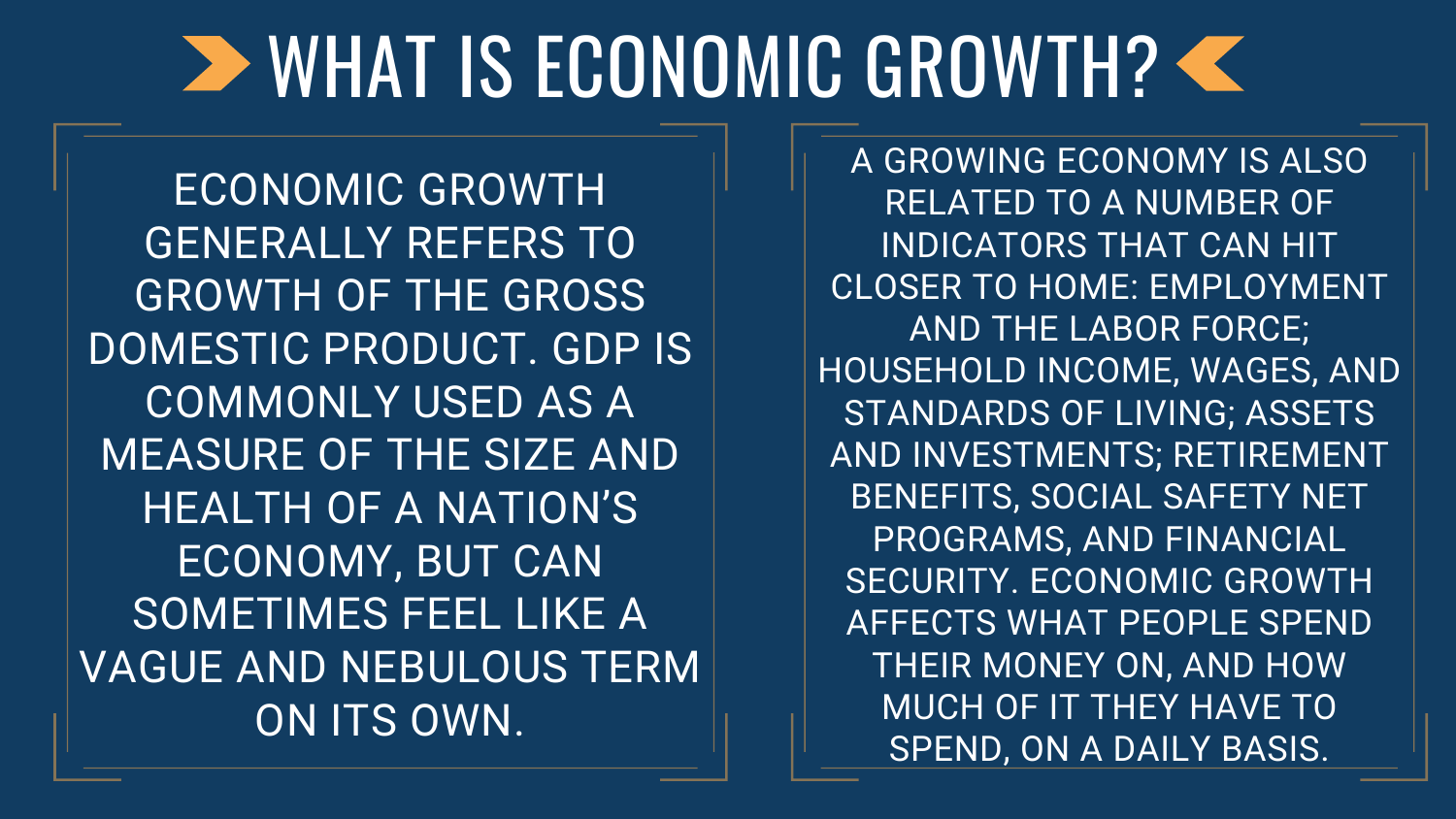# WHAT IS ECONOMIC GROWTH?

ECONOMIC GROWTH GENERALLY REFERS TO GROWTH OF THE GROSS DOMESTIC PRODUCT. GDP IS COMMONLY USED AS A MEASURE OF THE SIZE AND HEALTH OF A NATION'S ECONOMY, BUT CAN SOMETIMES FEEL LIKE A VAGUE AND NEBULOUS TERM ON ITS OWN.

A GROWING ECONOMY IS ALSO RELATED TO A NUMBER OF INDICATORS THAT CAN HIT CLOSER TO HOME: EMPLOYMENT AND THE LABOR FORCE; HOUSEHOLD INCOME, WAGES, AND STANDARDS OF LIVING; ASSETS AND INVESTMENTS; RETIREMENT BENEFITS, SOCIAL SAFETY NET PROGRAMS, AND FINANCIAL SECURITY. ECONOMIC GROWTH AFFECTS WHAT PEOPLE SPEND THEIR MONEY ON, AND HOW MUCH OF IT THEY HAVE TO SPEND, ON A DAILY BASIS.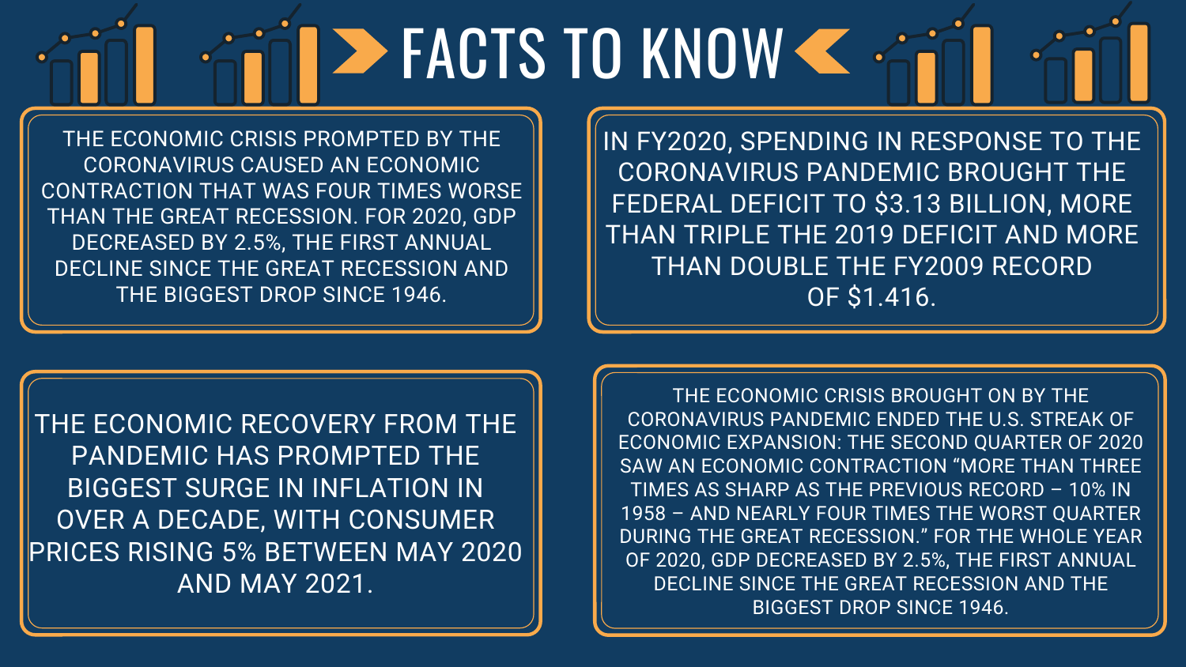# FACTS TO KNOW

THE ECONOMIC CRISIS PROMPTED BY THE CORONAVIRUS CAUSED AN ECONOMIC CONTRACTION THAT WAS FOUR TIMES WORSE THAN THE GREAT RECESSION. FOR 2020, GDP DECREASED BY 2.5%, THE FIRST ANNUAL DECLINE SINCE THE GREAT RECESSION AND THE BIGGEST DROP SINCE 1946.

IN FY2020, SPENDING IN RESPONSE TO THE CORONAVIRUS PANDEMIC BROUGHT THE FEDERAL DEFICIT TO $3.13 BILLION, MORE THAN TRIPLE THE 2019 DEFICIT AND MORE THAN DOUBLE THE FY2009 RECORD OF $1.416.

THE ECONOMIC RECOVERY FROM THE PANDEMIC HAS PROMPTED THE BIGGEST SURGE IN INFLATION IN OVER A DECADE, WITH CONSUMER PRICES RISING 5% BETWEEN MAY 2020 AND MAY 2021.

THE ECONOMIC CRISIS BROUGHT ON BY THE CORONAVIRUS PANDEMIC ENDED THE U.S. STREAK OF ECONOMIC EXPANSION: THE SECOND QUARTER OF 2020 SAW AN ECONOMIC CONTRACTION "MORE THAN THREE TIMES AS SHARP AS THE PREVIOUS RECORD – 10% IN 1958 – AND NEARLY FOUR TIMES THE WORST QUARTER DURING THE GREAT RECESSION." FOR THE WHOLE YEAR OF 2020, GDP DECREASED BY 2.5%, THE FIRST ANNUAL DECLINE SINCE THE GREAT RECESSION AND THE BIGGEST DROP SINCE 1946.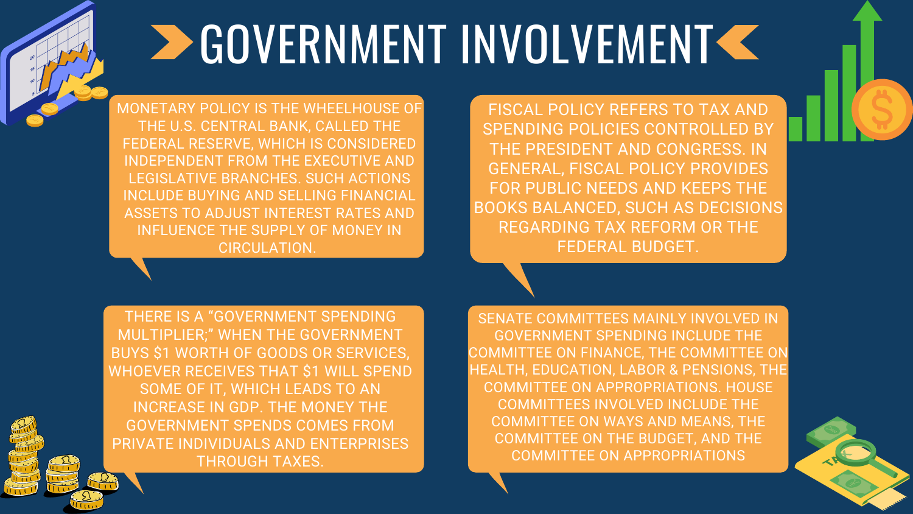# GOVERNMENT INVOLVEMENT

MONETARY POLICY IS THE WHEELHOUSE OF THE U.S. CENTRAL BANK, CALLED THE FEDERAL RESERVE, WHICH IS CONSIDERED INDEPENDENT FROM THE EXECUTIVE AND LEGISLATIVE BRANCHES. SUCH ACTIONS INCLUDE BUYING AND SELLING FINANCIAL ASSETS TO ADJUST INTEREST RATES AND INFLUENCE THE SUPPLY OF MONEY IN CIRCULATION.

FISCAL POLICY REFERS TO TAX AND SPENDING POLICIES CONTROLLED BY THE PRESIDENT AND CONGRESS. IN GENERAL, FISCAL POLICY PROVIDES FOR PUBLIC NEEDS AND KEEPS THE BOOKS BALANCED, SUCH AS DECISIONS REGARDING TAX REFORM OR THE FEDERAL BUDGET.

THERE IS A “GOVERNMENT SPENDING MULTIPLIER;” WHEN THE GOVERNMENT BUYS $1 WORTH OF GOODS OR SERVICES, WHOEVER RECEIVES THAT $1 WILL SPEND SOME OF IT, WHICH LEADS TO AN INCREASE IN GDP. THE MONEY THE GOVERNMENT SPENDS COMES FROM PRIVATE INDIVIDUALS AND ENTERPRISES THROUGH TAXES.

SENATE COMMITTEES MAINLY INVOLVED IN GOVERNMENT SPENDING INCLUDE THE COMMITTEE ON FINANCE, THE COMMITTEE ON HEALTH, EDUCATION, LABOR & PENSIONS, THE COMMITTEE ON APPROPRIATIONS. HOUSE COMMITTEES INVOLVED INCLUDE THE COMMITTEE ON WAYS AND MEANS, THE COMMITTEE ON THE BUDGET, AND THE COMMITTEE ON APPROPRIATIONS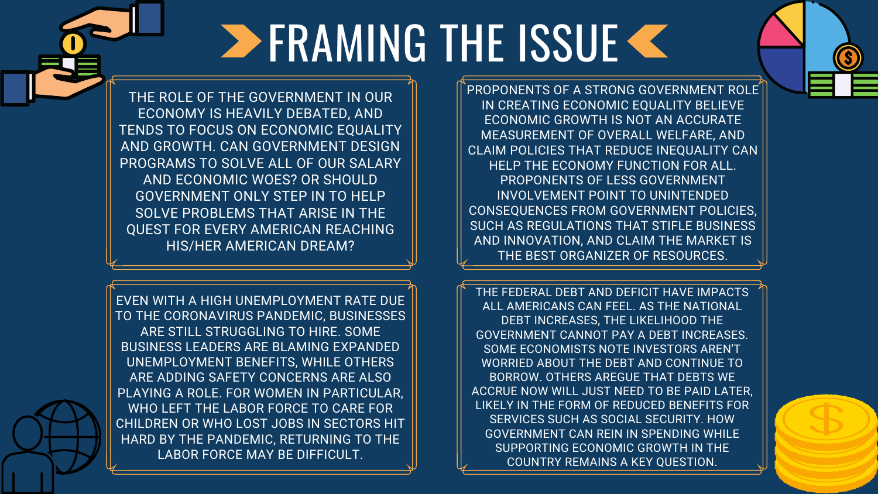# FRAMING THE ISSUE

THE ROLE OF THE GOVERNMENT IN OUR ECONOMY IS HEAVILY DEBATED, AND TENDS TO FOCUS ON ECONOMIC EQUALITY AND GROWTH. CAN GOVERNMENT DESIGN PROGRAMS TO SOLVE ALL OF OUR SALARY AND ECONOMIC WOES? OR SHOULD GOVERNMENT ONLY STEP IN TO HELP SOLVE PROBLEMS THAT ARISE IN THE QUEST FOR EVERY AMERICAN REACHING HIS/HER AMERICAN DREAM?

PROPONENTS OF A STRONG GOVERNMENT ROLE IN CREATING ECONOMIC EQUALITY BELIEVE ECONOMIC GROWTH IS NOT AN ACCURATE MEASUREMENT OF OVERALL WELFARE, AND CLAIM POLICIES THAT REDUCE INEQUALITY CAN HELP THE ECONOMY FUNCTION FOR ALL. PROPONENTS OF LESS GOVERNMENT INVOLVEMENT POINT TO UNINTENDED CONSEQUENCES FROM GOVERNMENT POLICIES, SUCH AS REGULATIONS THAT STIFLE BUSINESS AND INNOVATION, AND CLAIM THE MARKET IS THE BEST ORGANIZER OF RESOURCES.

EVEN WITH A HIGH UNEMPLOYMENT RATE DUE TO THE CORONAVIRUS PANDEMIC, BUSINESSES ARE STILL STRUGGLING TO HIRE. SOME BUSINESS LEADERS ARE BLAMING EXPANDED UNEMPLOYMENT BENEFITS, WHILE OTHERS ARE ADDING SAFETY CONCERNS ARE ALSO PLAYING A ROLE. FOR WOMEN IN PARTICULAR, WHO LEFT THE LABOR FORCE TO CARE FOR CHILDREN OR WHO LOST JOBS IN SECTORS HIT HARD BY THE PANDEMIC, RETURNING TO THE LABOR FORCE MAY BE DIFFICULT.

THE FEDERAL DEBT AND DEFICIT HAVE IMPACTS ALL AMERICANS CAN FEEL. AS THE NATIONAL DEBT INCREASES, THE LIKELIHOOD THE GOVERNMENT CANNOT PAY A DEBT INCREASES. SOME ECONOMISTS NOTE INVESTORS AREN'T WORRIED ABOUT THE DEBT AND CONTINUE TO BORROW. OTHERS AREGUE THAT DEBTS WE ACCRUE NOW WILL JUST NEED TO BE PAID LATER, LIKELY IN THE FORM OF REDUCED BENEFITS FOR SERVICES SUCH AS SOCIAL SECURITY. HOW GOVERNMENT CAN REIN IN SPENDING WHILE SUPPORTING ECONOMIC GROWTH IN THE COUNTRY REMAINS A KEY QUESTION.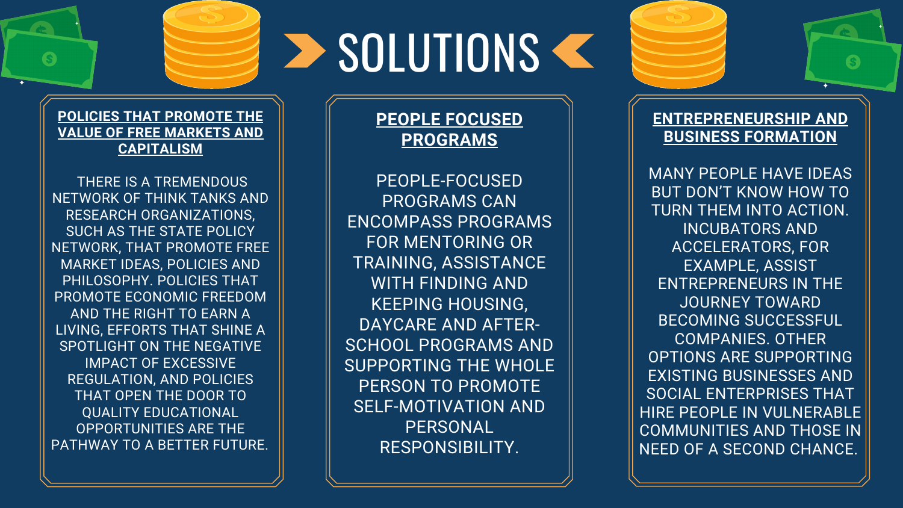# SOLUTIONS

## POLICIES THAT PROMOTE THE VALUE OF FREE MARKETS AND CAPITALISM

THERE IS A TREMENDOUS NETWORK OF THINK TANKS AND RESEARCH ORGANIZATIONS, SUCH AS THE STATE POLICY NETWORK, THAT PROMOTE FREE MARKET IDEAS, POLICIES AND PHILOSOPHY. POLICIES THAT PROMOTE ECONOMIC FREEDOM AND THE RIGHT TO EARN A LIVING, EFFORTS THAT SHINE A SPOTLIGHT ON THE NEGATIVE IMPACT OF EXCESSIVE REGULATION, AND POLICIES THAT OPEN THE DOOR TO QUALITY EDUCATIONAL OPPORTUNITIES ARE THE PATHWAY TO A BETTER FUTURE.

## PEOPLE FOCUSED PROGRAMS

PEOPLE-FOCUSED PROGRAMS CAN ENCOMPASS PROGRAMS FOR MENTORING OR TRAINING, ASSISTANCE WITH FINDING AND KEEPING HOUSING, DAYCARE AND AFTER-SCHOOL PROGRAMS AND SUPPORTING THE WHOLE PERSON TO PROMOTE SELF-MOTIVATION AND PERSONAL RESPONSIBILITY.

## ENTREPRENEURSHIP AND BUSINESS FORMATION

MANY PEOPLE HAVE IDEAS BUT DON'T KNOW HOW TO TURN THEM INTO ACTION. INCUBATORS AND ACCELERATORS, FOR EXAMPLE, ASSIST ENTREPRENEURS IN THE JOURNEY TOWARD BECOMING SUCCESSFUL COMPANIES. OTHER OPTIONS ARE SUPPORTING EXISTING BUSINESSES AND SOCIAL ENTERPRISES THAT HIRE PEOPLE IN VULNERABLE COMMUNITIES AND THOSE IN NEED OF A SECOND CHANCE.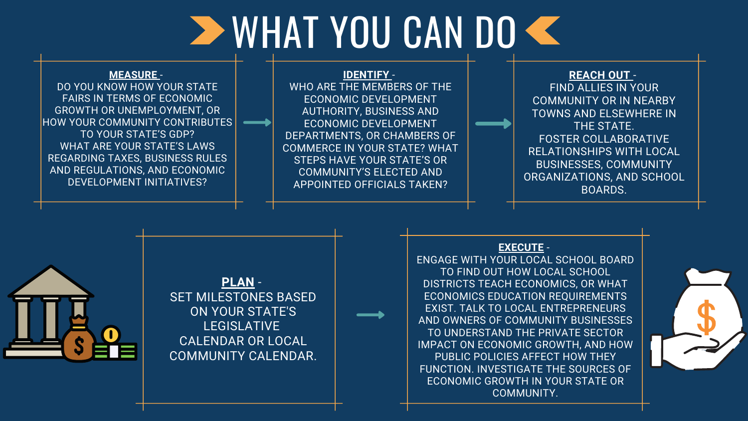# WHAT YOU CAN DO

**MEASURE** - DO YOU KNOW HOW YOUR STATE FAIRS IN TERMS OF ECONOMIC GROWTH OR UNEMPLOYMENT, OR HOW YOUR COMMUNITY CONTRIBUTES TO YOUR STATE'S GDP? WHAT ARE YOUR STATE'S LAWS REGARDING TAXES, BUSINESS RULES AND REGULATIONS, AND ECONOMIC DEVELOPMENT INITIATIVES?

**IDENTIFY** - WHO ARE THE MEMBERS OF THE ECONOMIC DEVELOPMENT AUTHORITY, BUSINESS AND ECONOMIC DEVELOPMENT DEPARTMENTS, OR CHAMBERS OF COMMERCE IN YOUR STATE? WHAT STEPS HAVE YOUR STATE'S OR COMMUNITY'S ELECTED AND APPOINTED OFFICIALS TAKEN?

**REACH OUT** - FIND ALLIES IN YOUR COMMUNITY OR IN NEARBY TOWNS AND ELSEWHERE IN THE STATE. FOSTER COLLABORATIVE RELATIONSHIPS WITH LOCAL BUSINESSES, COMMUNITY ORGANIZATIONS, AND SCHOOL BOARDS.

**PLAN** - SET MILESTONES BASED ON YOUR STATE'S LEGISLATIVE CALENDAR OR LOCAL COMMUNITY CALENDAR.

**EXECUTE** - ENGAGE WITH YOUR LOCAL SCHOOL BOARD TO FIND OUT HOW LOCAL SCHOOL DISTRICTS TEACH ECONOMICS, OR WHAT ECONOMICS EDUCATION REQUIREMENTS EXIST. TALK TO LOCAL ENTREPRENEURS AND OWNERS OF COMMUNITY BUSINESSES TO UNDERSTAND THE PRIVATE SECTOR IMPACT ON ECONOMIC GROWTH, AND HOW PUBLIC POLICIES AFFECT HOW THEY FUNCTION. INVESTIGATE THE SOURCES OF ECONOMIC GROWTH IN YOUR STATE OR COMMUNITY.